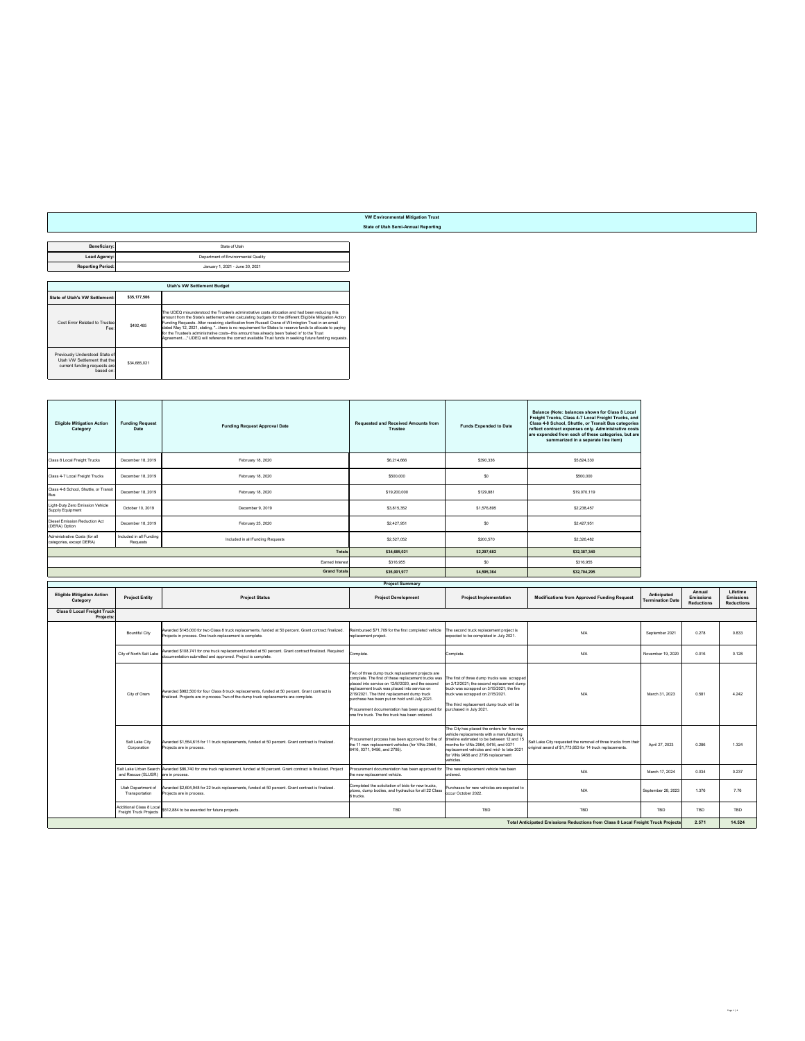## VW Environmental Mitigation Trust

### State of Utah Semi-Annual Reporting

| | |
|---|---|
| **Beneficiary:** | State of Utah |
| **Lead Agency:** | Department of Environmental Quality |
| **Reporting Period:** | January 1, 2021 - June 30, 2021 |

| Utah's VW Settlement Budget | | |
|---|---|---|
| **State of Utah's VW Settlement:** | **$35,177,506** | |
| Cost Error Related to Trustee Fee: | $492,485 | The UDEQ misunderstood the Trustee's administrative costs allocation and had been reducing this amount from the State's settlement when calculating budgets for the different Eligible Mitigation Action Funding Requests. After receiving clarification from Russell Crane of Wilmington Trust in an email dated May 12, 2021, stating, "...there is no requirement for States to reserve funds to allocate to paying for the Trustee's administrative costs--this amount has already been 'baked in' to the Trust Agreement...." UDEQ will reference the correct available Trust funds in seeking future funding requests. |
| Previously Understood State of Utah VW Settlement that the current funding requests are based on: | $34,685,021 | |

| Eligible Mitigation Action Category | Funding Request Date | Funding Request Approval Date | Requested and Received Amounts from Trustee | Funds Expended to Date | Balance (Note: balances shown for Class 8 Local Freight Trucks, Class 4-7 Local Freight Trucks, and Class 4-8 School, Shuttle, or Transit Bus categories reflect contract expenses only. Administrative costs are expended from each of these categories, but are summarized in a seperate line item) |
|---|---|---|---|---|---|
| Class 8 Local Freight Trucks | December 18, 2019 | February 18, 2020 | $6,214,666 | $390,336 | $5,824,330 |
| Class 4-7 Local Freight Trucks | December 18, 2019 | February 18, 2020 | $500,000 | $0 | $500,000 |
| Class 4-8 School, Shuttle, or Transit Bus | December 18, 2019 | February 18, 2020 | $19,200,000 | $129,881 | $19,070,119 |
| Light-Duty Zero Emission Vehicle Supply Equipment | October 10, 2019 | December 9, 2019 | $3,815,352 | $1,576,895 | $2,238,457 |
| Diesel Emission Reduction Act (DERA) Option | December 18, 2019 | February 25, 2020 | $2,427,951 | $0 | $2,427,951 |
| Administrative Costs (for all categories, except DERA) | Included in all Funding Requests | Included in all Funding Requests | $2,527,052 | $200,570 | $2,326,482 |
| | | **Totals** | **$34,685,021** | **$2,297,682** | **$32,387,340** |
| | | Earned Interest | $316,955 | $0 | $316,955 |
| | | **Grand Totals** | **$35,001,977** | **$4,595,364** | **$32,704,295** |

| Project Summary | | | | | | | | |
|---|---|---|---|---|---|---|---|---|
| **Eligible Mitigation Action Category** | **Project Entity** | **Project Status** | **Project Development** | **Project Implementation** | **Modifications from Approved Funding Request** | **Anticipated Project Termination Date** | **Annual Emissions Reductions** | **Lifetime Emissions Reductions** |
| **Class 8 Local Freight Truck Projects:** | | | | | | | | |
| | Bountiful City | Awarded $145,000 for two Class 8 truck replacements, funded at 50 percent. Grant contract finalized. Projects in process. One truck replacement is complete. | Reimbursed $71,709 for the first completed vehicle replacement project. | The second truck replacement project is expected to be completed in July 2021. | N/A | September 2021 | 0.278 | 0.833 |
| | City of North Salt Lake | Awarded $108,741 for one truck replacement,funded at 50 percent. Grant contract finalized. Required documentation submitted and approved. Project is complete. | Complete. | Complete. | N/A | November 19, 2020 | 0.016 | 0.128 |
| | City of Orem | Awarded $982,500 for four Class 8 truck replacements, funded at 50 percent. Grant contract is finalized. Projects are in process.Two of the dump truck replacements are complete. | Two of three dump truck replacement projects are complete. The first of these replacement trucks was placed into service on 12/8/2020, and the second replacement truck was placed into service on 2/19/2021. The third replacement dump truck purchase has been put on hold until July 2021. Procurement documentation has been approved for one fire truck. The fire truck has been ordered. | The first of three dump trucks was scrapped on 2/12/2021; the second replacement dump truck was scrapped on 3/15/2021; the fire truck was scrapped on 2/15/2021. The third replacement dump truck will be purchased in July 2021. | N/A | March 31, 2023 | 0.581 | 4.242 |
| | Salt Lake City Corporation | Awarded $1,554,615 for 11 truck replacements, funded at 50 percent. Grant contract is finalized. Projects are in process. | Procurement process has been approved for five of the 11 new replacement vehicles (for VINs 2964, 6416, 0371, 9456, and 2795). | The City has placed the orders for five new vehicle replacements with a manufacturing timeline estimated to be between 12 and 15 months for VINs 2964, 6416, and 0371 replacement vehicles and mid- to late-2021 for VINs 9456 and 2795 replacement vehicles. | Salt Lake City requested the removal of three trucks from their original award of $1,773,853 for 14 truck replacements. | April 27, 2023 | 0.286 | 1.324 |
| | Salt Lake Urban Search and Rescue (SLUSR) | Awarded $86,740 for one truck replacement, funded at 50 percent. Grant contract is finalized. Project are in process. | Procurement documentation has been approved for the new replacement vehicle. | The new replacement vehicle has been ordered. | N/A | March 17, 2024 | 0.034 | 0.237 |
| | Utah Department of Transportation | Awarded $2,604,948 for 22 truck replacements, funded at 50 percent. Grant contract is finalized. Projects are in process. | Completed the solicitation of bids for new trucks, plows, dump bodies, and hydraulics for all 22 Class 8 trucks. | Purchases for new vehicles are expected to occur October 2022. | N/A | September 28, 2023 | 1.376 | 7.76 |
| | Additional Class 8 Local Freight Truck Projects | $512,884 to be awarded for future projects. | TBD | TBD | TBD | TBD | TBD | TBD |
| | | | | | | **Total Anticipated Emissions Reductions from Class 8 Local Freight Truck Projects** | **2.571** | **14.524** |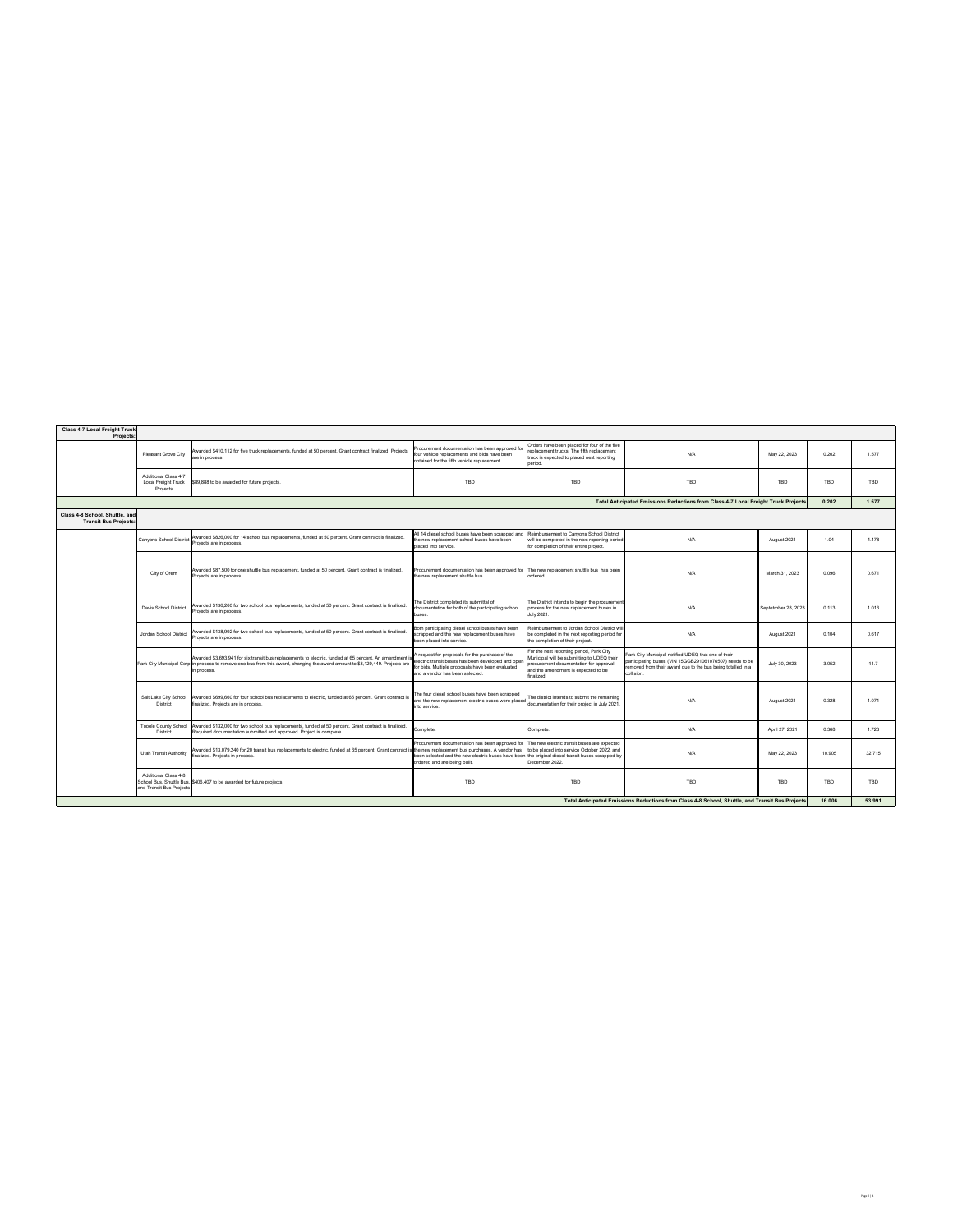| | | | | | | | | |
|---|---|---|---|---|---|---|---|---|
| **Class 4-7 Local Freight Truck Projects:** | | | | | | | | |
| | Pleasant Grove City | Awarded $410,112 for five truck replacements, funded at 50 percent. Grant contract finalized. Projects are in process. | Procurement documentation has been approved for four vehicle replacements and bids have been obtained for the fifth vehicle replacement. | Orders have been placed for four of the five replacement trucks. The fifth replacement truck is expected to placed next reporting period. | N/A | May 22, 2023 | 0.202 | 1.577 |
| | Additional Class 4-7 Local Freight Truck Projects | $89,888 to be awarded for future projects. | TBD | TBD | TBD | TBD | TBD | TBD |
| **Total Anticipated Emissions Reductions from Class 4-7 Local Freight Truck Projects** | | | | | | | **0.202** | **1.577** |
| **Class 4-8 School, Shuttle, and Transit Bus Projects:** | | | | | | | | |
| | Canyons School District | Awarded $826,000 for 14 school bus replacements, funded at 50 percent. Grant contract is finalized. Projects are in process. | All 14 diesel school buses have been scrapped and the new replacement school buses have been placed into service. | Reimbursement to Canyons School District will be completed in the next reporting period for completion of their entire project. | N/A | August 2021 | 1.04 | 4.478 |
| | City of Orem | Awarded $87,500 for one shuttle bus replacement, funded at 50 percent. Grant contract is finalized. Projects are in process. | Procurement documentation has been approved for the new replacement shuttle bus. | The new replacement shuttle bus has been ordered. | N/A | March 31, 2023 | 0.096 | 0.671 |
| | Davis School District | Awarded $136,260 for two school bus replacements, funded at 50 percent. Grant contract is finalized. Projects are in process. | The District completed its submittal of documentation for both of the participating school buses. | The District intends to begin the procurement process for the new replacement buses in July 2021. | N/A | September 28, 2023 | 0.113 | 1.016 |
| | Jordan School District | Awarded $138,992 for two school bus replacements, funded at 50 percent. Grant contract is finalized. Projects are in process. | Both participating diesel school buses have been scrapped and the new replacement buses have been placed into service. | Reimbursement to Jordan School District will be completed in the next reporting period for the completion of their project. | N/A | August 2021 | 0.104 | 0.617 |
| | Park City Municipal Corp | Awarded $3,693,941 for six transit bus replacements to electric, funded at 65 percent. An amendment is in process to remove one bus from this award, changing the award amount to $3,129,449. Projects are in process. | A request for proposals for the purchase of the electric transit buses has been developed and open for bids. Multiple proposals have been evaluated and a vendor has been selected. | For the next reporting period, Park City Municipal will be submitting to UDEQ their procurement documentation for approval, and the amendment is expected to be finalized. | Park City Municipal notified UDEQ that one of their participating buses (VIN 15GGB291061076507) needs to be removed from their award due to the bus being totalled in a collision. | July 30, 2023 | 3.052 | 11.7 |
| | Salt Lake City School District | Awarded $699,660 for four school bus replacements to electric, funded at 65 percent. Grant contract is finalized. Projects are in process. | The four diesel school buses have been scrapped and the new replacement electric buses were placed into service. | The district intends to submit the remaining documentation for their project in July 2021. | N/A | August 2021 | 0.328 | 1.071 |
| | Tooele County School District | Awarded $132,000 for two school bus replacements, funded at 50 percent. Grant contract is finalized. Required documentation submitted and approved. Project is complete. | Complete. | Complete. | N/A | April 27, 2021 | 0.368 | 1.723 |
| | Utah Transit Authority | Awarded $13,079,240 for 20 transit bus replacements to electric, funded at 65 percent. Grant contract is finalized. Projects in process. | Procurement documentation has been approved for the new replacement bus purchases. A vendor has been selected and the new electric buses have been ordered and are being built. | The new electric transit buses are expected to be placed into service October 2022, and the original diesel transit buses scrapped by December 2022. | N/A | May 22, 2023 | 10.905 | 32.715 |
| | Additional Class 4-8 School Bus, Shuttle Bus, and Transit Bus Projects | $406,407 to be awarded for future projects. | TBD | TBD | TBD | TBD | TBD | TBD |
| **Total Anticipated Emissions Reductions from Class 4-8 School, Shuttle, and Transit Bus Projects** | | | | | | | **16.006** | **53.991** |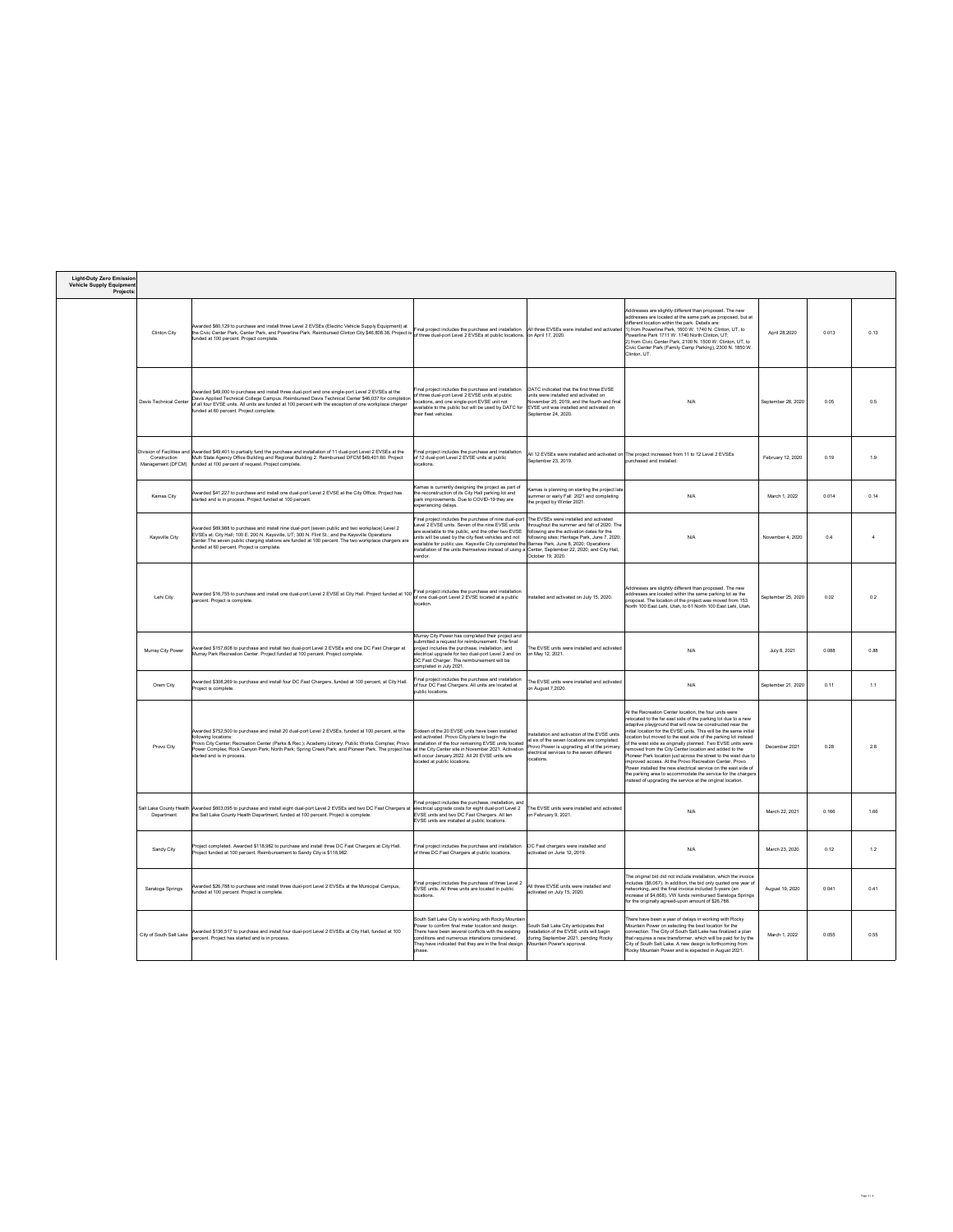| Light-Duty Zero Emission Vehicle Supply Equipment Projects: | | | | | | | | |
|---|---|---|---|---|---|---|---|---|
| | Clinton City | Awarded $60,129 to purchase and install three Level 2 EVSEs (Electric Vehicle Supply Equipment) at the Civic Center Park, Center Park, and Powerline Park. Reimbursed Clinton City $46,808.38. Project is funded at 100 percent. Project complete. | Final project includes the purchase and installation of three dual-port Level 2 EVSEs at public locations. | All three EVSEs were installed and activated on April 17, 2020. | Addresses are slightly different than proposed. The new addresses are located at the same park as proposed, but at different location within the park. Details are: 1) from Powerline Park, 1600 W. 1740 N. Clinton, UT, to Powerline Park 1711 W. 1740 North Clinton, UT; 2) from Civic Center Park, 2100 N. 1500 W. Clinton, UT, to Civic Center Park (Family Camp Parking), 2300 N. 1850 W. Clinton, UT. | April 28,2020 | 0.013 | 0.13 |
| | Davis Technical Center | Awarded $49,000 to purchase and install three dual-port and one single-port Level 2 EVSEs at the Davis Applied Technical College Campus. Reimbursed Davis Technical Center $46,037 for completion of all four EVSE units. All units are funded at 100 percent with the exception of one workplace charger funded at 60 percent. Project complete. | Final project includes the purchase and installation of three dual-port Level 2 EVSE units at public locations, and one single-port EVSE unit not available to the public but will be used by DATC for their fleet vehicles. | DATC indicated that the first three EVSE units were installed and activated on November 25, 2019, and the fourth and final EVSE unit was installed and activated on September 24, 2020. | N/A | September 28, 2020 | 0.05 | 0.5 |
| | Division of Facilities and Construction Management (DFCM) | Awarded $49,401 to partially fund the purchase and installation of 11 dual-port Level 2 EVSEs at the Multi State Agency Office Building and Regional Building 2. Reimbursed DFCM $49,401.60. Project funded at 100 percent of request. Project complete. | Final project includes the purchase and installation of 12 dual-port Level 2 EVSE units at public locations. | All 12 EVSEs were installed and activated on September 23, 2019. | The project increased from 11 to 12 Level 2 EVSEs purchased and installed. | February 12, 2020 | 0.19 | 1.9 |
| | Kamas City | Awarded $41,227 to purchase and install one dual-port Level 2 EVSE at the City Office. Project has started and is in process. Project funded at 100 percent. | Kamas is currently designing the project as part of the reconstruction of its City Hall parking lot and park improvements. Due to COVID-19 they are experiencing delays. | Kamas is planning on starting the project late summer or early Fall 2021 and completing the project by Winter 2021. | N/A | March 1, 2022 | 0.014 | 0.14 |
| | Kaysville City | Awarded $69,988 to purchase and install nine dual-port (seven public and two workplace) Level 2 EVSEs at: City Hall; 100 E. 200 N. Kaysville, UT; 300 N. Flint St.; and the Kaysville Operations Center The seven public charging stations are funded at 100 percent. The two workplace chargers are funded at 60 percent. Project is complete. | Final project includes the purchase of nine dual-port Level 2 EVSE units. Seven of the nine EVSE units are available to the public, and the other two EVSE units will be used by the city fleet vehicles and not available for public use. Kaysville City completed the installation of the units themselves instead of using a vendor. | The EVSEs were installed and activated throughout the summer and fall of 2020. The following are the activation dates for the following sites: Heritage Park, June 7, 2020; Barnes Park, June 8, 2020; Operations Center, September 22, 2020; and City Hall, October 19, 2020. | N/A | November 4, 2020 | 0.4 | 4 |
| | Lehi City | Awarded $16,755 to purchase and install one dual-port Level 2 EVSE at City Hall. Project funded at 100 percent. Project is complete. | Final project includes the purchase and installation of one dual-port Level 2 EVSE located at a public location. | Installed and activated on July 15, 2020. | Addresses are slightly different than proposed. The new addresses are located within the same parking lot as the proposal. The location of the project was moved from 153 North 100 East Lehi, Utah, to 61 North 100 East Lehi, Utah. | September 25, 2020 | 0.02 | 0.2 |
| | Murray City Power | Awarded $157,608 to purchase and install two dual-port Level 2 EVSEs and one DC Fast Charger at Murray Park Recreation Center. Project funded at 100 percent. Project complete. | Murray City Power has completed their project and submitted a request for reimbursement. The final project includes the purchase, installation, and electrical upgrade for two dual-port Level 2 and on DC Fast Charger. The reimbursement will be completed in July 2021. | The EVSE units were installed and activated on May 12, 2021. | N/A | July 8, 2021 | 0.088 | 0.88 |
| | Orem City | Awarded $308,269 to purchase and install four DC Fast Chargers, funded at 100 percent, at City Hall. Project is complete. | Final project includes the purchase and installation of four DC Fast Chargers. All units are located at public locations. | The EVSE units were installed and activated on August 7,2020. | N/A | September 21, 2020 | 0.11 | 1.1 |
| | Provo City | Awarded $752,500 to purchase and install 20 dual-port Level 2 EVSEs, funded at 100 percent, at the following locations: Provo City Center; Recreation Center (Parks & Rec.); Academy Library; Public Works Complex; Provo Power Complex; Rock Canyon Park; North Park; Spring Creek Park; and Pioneer Park. The project has started and is in process. | Sixteen of the 20 EVSE units have been installed and activated. Provo City plans to begin the installation of the four remaining EVSE units located at the City Center site in November 2021. Activation will occur January 2022. All 20 EVSE units are located at public locations. | Installation and activation of the EVSE units at six of the seven locations are completed. Provo Power is upgrading all of the primary electrical services to the seven different locations. | At the Recreation Center location, the four units were relocated to the far east side of the parking lot due to a new adaptive playground that will now be constructed near the initial location for the EVSE units. This will be the same initial location but moved to the east side of the parking lot instead of the west side as originally planned. Two EVSE units were removed from the City Center location and added to the Pioneer Park location just across the street to the west due to improved access. At the Provo Recreation Center, Provo Power installed the new electrical service on the east side of the parking area to accommodate the service for the chargers instead of upgrading the service at the original location. | December 2021 | 0.28 | 2.8 |
| | Salt Lake County Health Department | Awarded $603,095 to purchase and install eight dual-port Level 2 EVSEs and two DC Fast Chargers at the Salt Lake County Health Department, funded at 100 percent. Project is complete. | Final project includes the purchase, installation, and electrical upgrade costs for eight dual-port Level 2 EVSE units and two DC Fast Chargers. All ten EVSE units are installed at public locations. | The EVSE units were installed and activated on February 9, 2021. | N/A | March 22, 2021 | 0.166 | 1.66 |
| | Sandy City | Project completed. Awarded $118,982 to purchase and install three DC Fast Chargers at City Hall. Project funded at 100 percent. Reimbursement to Sandy City is $118,982. | Final project includes the purchase and installation of three DC Fast Chargers at public locations. | DC Fast chargers were installed and activated on June 12, 2019. | N/A | March 23, 2020 | 0.12 | 1.2 |
| | Saratoga Springs | Awarded $26,788 to purchase and install three dual-port Level 2 EVSEs at the Municipal Campus, funded at 100 percent. Project is complete. | Final project includes the purchase of three Level 2 EVSE units. All three units are located in public locations. | All three EVSE units were installed and activated on July 15, 2020. | The original bid did not include installation, which the invoice includes ($6,067). In addition, the bid only quoted one year of networking, and the final invoice included 5-years (an increase of $4,868). VW funds reimbursed Saratoga Springs for the originally agreed-upon amount of $26,788. | August 19, 2020 | 0.041 | 0.41 |
| | City of South Salt Lake | Awarded $136,517 to purchase and install four dual-port Level 2 EVSEs at City Hall, funded at 100 percent. Project has started and is in process. | South Salt Lake City is working with Rocky Mountain Power to confirm final meter location and design. There have been several conflicts with the existing conditions and numerous interations considered. They have indicated that they are in the final design phase. | South Salt Lake City anticipates that installation of the EVSE units will begin during September 2021, pending Rocky Mountain Power's approval. | There have been a year of delays in working with Rocky Mountain Power on selecting the best location for the connection. The City of South Salt Lake has finalized a plan that requires a new transformer, which will be paid for by the City of South Salt Lake. A new design is forthcoming from Rocky Mountain Power and is expected in August 2021. | March 1, 2022 | 0.055 | 0.55 |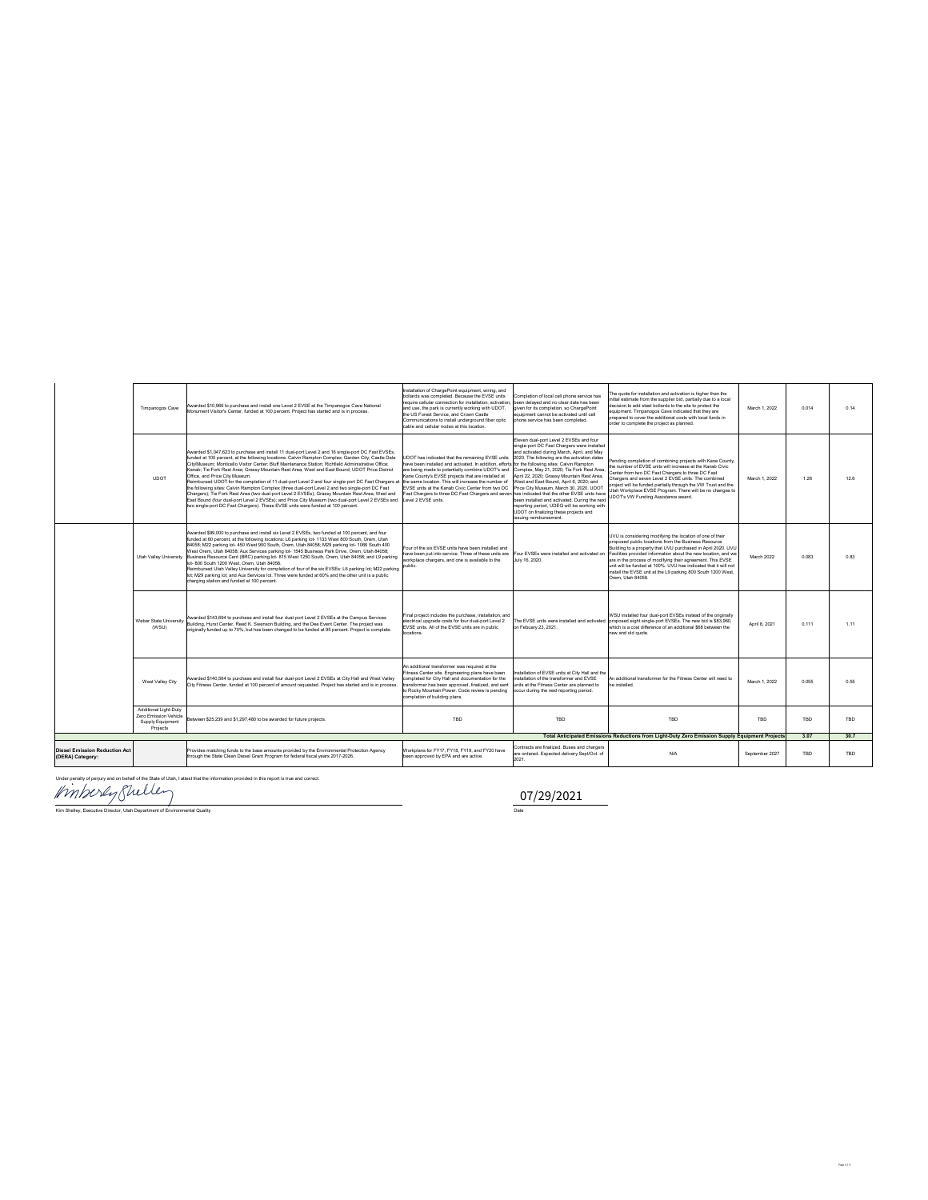| | | | | | | | | | |
|---|---|---|---|---|---|---|---|---|---|
| | Timpanogos Cave | Awarded $10,966 to purchase and install one Level 2 EVSE at the Timpanogos Cave National Monument Visitor's Center, funded at 100 percent. Project has started and is in process. | Installation of ChargePoint equipment, wiring, and bollards was completed. Because the EVSE units require cellular connection for installation, activation, and use, the park is currently working with UDOT, the US Forest Service, and Crown Castle Communications to install underground fiber optic cable and cellular nodes at this location. | Completion of local cell phone service has been delayed and no clear date has been given for its completion, so ChargePoint equipment cannot be activated until cell phone service has been completed. | The quote for installation and activation is higher than the initial estimate from the supplier bid, partially due to a local decision to add steel bollards to the site to protect the equipment. Timpanogos Cave indicated that they are prepared to cover the additional costs with local funds in order to complete the project as planned. | March 1, 2022 | 0.014 | 0.14 |
| | UDOT | Awarded $1,047,623 to purchase and install 11 dual-port Level 2 and 16 single-port DC Fast EVSEs, funded at 100 percent, at the following locations: Calvin Rampton Complex; Garden City; Castle Dale City/Museum; Monticello Visitor Center; Bluff Maintenance Station; Richfield Administrative Office; Kanab; Tie Fork Rest Area; Grassy Mountain Rest Area, West and East Bound; UDOT Price District Office, and Price City Museum.<br>Reimbursed UDOT for the completion of 11 dual-port Level 2 and four single-port DC Fast Chargers at the following sites: Calvin Rampton Complex (three dual-port Level 2 and two single-port DC Fast Chargers); Tie Fork Rest Area (two dual-port Level 2 EVSEs); Grassy Mountain Rest Area, West and East Bound (four dual-port Level 2 EVSEs); and Price City Museum (two dual-port Level 2 EVSEs and two single-port DC Fast Chargers). These EVSE units were funded at 100 percent. | UDOT has indicated that the remaining EVSE units have been installed and activated. In addition, efforts are being made to potentially combine UDOT's and Kane County's EVSE projects that are installed at the same location. This will increase the number of EVSE units at the Kanab Civic Center from two DC Fast Chargers to three DC Fast Chargers and seven Level 2 EVSE units. | Eleven dual-port Level 2 EVSEs and four single-port DC Fast Chargers were installed and activated during March, April, and May 2020. The following are the activation dates for the following sites: Calvin Rampton Complex, May 21, 2020; Tie Fork Rest Area, April 22, 2020; Grassy Mountain Rest Area, West and East Bound, April 6, 2020; and Price City Museum, March 30, 2020. UDOT has indicated that the other EVSE units have been installed and activated. During the next reporting period, UDEQ will be working with UDOT on finalizing these projects and issuing reimbursement. | Pending completion of combining projects with Kane County, the number of EVSE units will increase at the Kanab Civic Center from two DC Fast Chargers to three DC Fast Chargers and seven Level 2 EVSE units. The combined project will be funded partially through the VW Trust and the Utah Workplace EVSE Program. There will be no changes to UDOT's VW Funding Assistance award. | March 1, 2022 | 1.26 | 12.6 |
| | Utah Valley University | Awarded $99,000 to purchase and install six Level 2 EVSEs, two funded at 100 percent, and four funded at 60 percent, at the following locations: L6 parking lot- 1133 West 800 South, Orem, Utah 84058; M22 parking lot- 450 West 900 South, Orem, Utah 84058; M29 parking lot- 1066 South 400 West Orem, Utah 84058; Aux Services parking lot- 1545 Business Park Drive, Orem, Utah 84058; Business Resource Cent (BRC) parking lot- 815 West 1250 South, Orem, Utah 84058; and L9 parking lot- 800 South 1200 West, Orem, Utah 84058.<br>Reimbursed Utah Valley University for completion of four of the six EVSEs: L6 parking lot; M22 parking lot; M29 parking lot; and Aux Services lot. Three were funded at 60% and the other unit is a public charging station and funded at 100 percent. | Four of the six EVSE units have been installed and have been put into service. Three of these units are workplace chargers, and one is available to the public. | Four EVSEs were installed and activated on July 16, 2020. | UVU is considering modifying the location of one of their proposed public locations from the Business Resource Building to a property that UVU purchased in April 2020. UVU Facilities provided information about the new location, and we are in the process of modifying their agreement. This EVSE unit will be funded at 100%. UVU has indicated that it will not install the EVSE unit at the L9 parking 800 South 1200 West, Orem, Utah 84058. | March 2022 | 0.083 | 0.83 |
| | Weber State University (WSU) | Awarded $143,694 to purchase and install four dual-port Level 2 EVSEs at the Campus Services Building, Hurst Center, Reed K. Swenson Building, and the Dee Event Center. The project was originally funded up to 70%, but has been changed to be funded at 95 percent. Project is complete. | Final project includes the purchase, installation, and electrical upgrade costs for four dual-port Level 2 EVSE units. All of the EVSE units are in public locations. | The EVSE units were installed and activated on February 23, 2021. | WSU installed four dual-port EVSEs instead of the originally proposed eight single-port EVSEs. The new bid is $83,960, which is a cost difference of an additional $68 between the new and old quote. | April 8, 2021 | 0.111 | 1.11 |
| | West Valley City | Awarded $140,564 to purchase and install four dual-port Level 2 EVSEs at City Hall and West Valley City Fitness Center, funded at 100 percent of amount requested. Project has started and is in process. | An additional transformer was required at the Fitness Center site. Engineering plans have been completed for City Hall and documentation for the transformer has been approved, finalized, and sent to Rocky Mountain Power. Code review is pending completion of building plans. | Installation of EVSE units at City Hall and the installation of the transformer and EVSE units at the Fitness Center are planned to occur during the next reporting period. | An additional transformer for the Fitness Center will need to be installed. | March 1, 2022 | 0.055 | 0.55 |
| | Additional Light-Duty Zero Emission Vehicle Supply Equipment Projects | Between $25,239 and $1,297,480 to be awarded for future projects. | TBD | TBD | TBD | TBD | TBD | TBD |
| | | | | | Total Anticipated Emissions Reductions from Light-Duty Zero Emission Supply Equipment Projects | | 3.07 | 30.7 |
| **Diesel Emission Reduction Act (DERA) Category:** | | Provides matching funds to the base amounts provided by the Environmental Protection Agency through the State Clean Diesel Grant Program for federal fiscal years 2017-2026. | Workplans for FY17, FY18, FY19, and FY20 have been approved by EPA and are active. | Contracts are finalized. Buses and chargers are ordered. Expected delivery Sept/Oct. of 2021. | N/A | September 2027 | TBD | TBD |

Under penalty of perjury and on behalf of the State of Utah, I attest that the information provided in this report is true and correct.

Kimberly Shelley (signature)　　　　　07/29/2021

Kim Shelley, Executive Director, Utah Department of Environmental Quality　　　　　Date